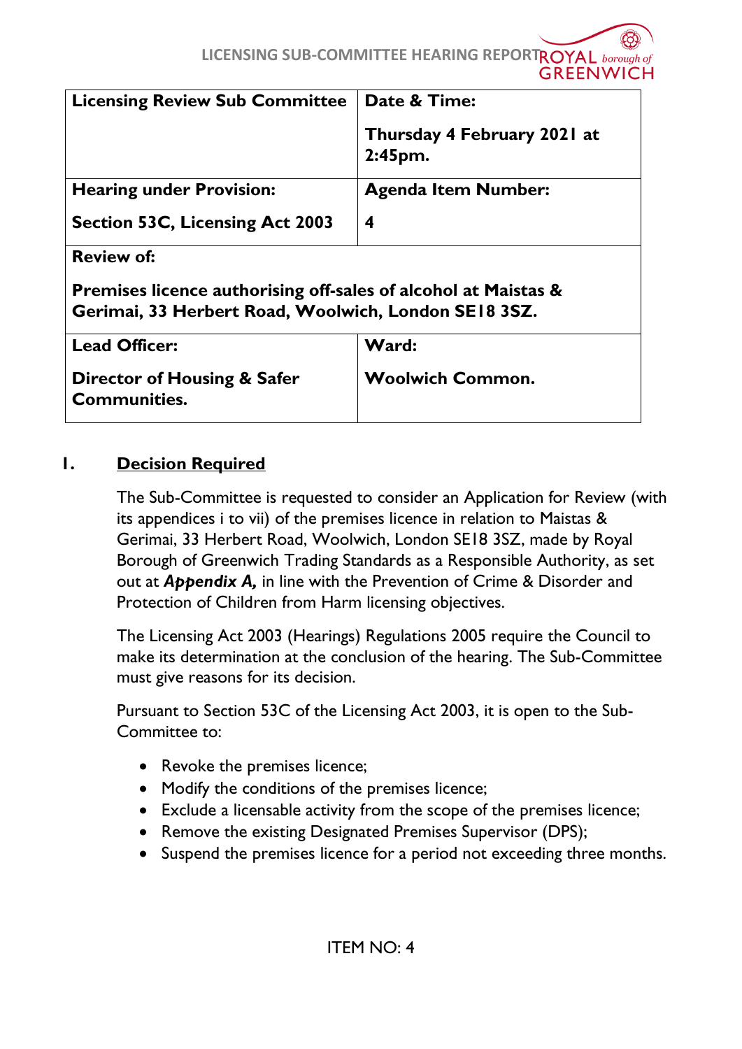# LICENSING SUB-COMMITTEE HEARING REPORT

| Licensing Review Sub Committee | Date & Time:<br><br>Thursday 4 February 2021 at 2:45pm. |
|---|---|
| Hearing under Provision:<br><br>Section 53C, Licensing Act 2003 | Agenda Item Number:<br><br>4 |
| Review of:<br><br>Premises licence authorising off-sales of alcohol at Maistas & Gerimai, 33 Herbert Road, Woolwich, London SE18 3SZ. | |
| Lead Officer:<br><br>Director of Housing & Safer Communities. | Ward:<br><br>Woolwich Common. |

## 1. Decision Required

The Sub-Committee is requested to consider an Application for Review (with its appendices i to vii) of the premises licence in relation to Maistas & Gerimai, 33 Herbert Road, Woolwich, London SE18 3SZ, made by Royal Borough of Greenwich Trading Standards as a Responsible Authority, as set out at ***Appendix A,*** in line with the Prevention of Crime & Disorder and Protection of Children from Harm licensing objectives.

The Licensing Act 2003 (Hearings) Regulations 2005 require the Council to make its determination at the conclusion of the hearing. The Sub-Committee must give reasons for its decision.

Pursuant to Section 53C of the Licensing Act 2003, it is open to the Sub-Committee to:

- Revoke the premises licence;
- Modify the conditions of the premises licence;
- Exclude a licensable activity from the scope of the premises licence;
- Remove the existing Designated Premises Supervisor (DPS);
- Suspend the premises licence for a period not exceeding three months.

ITEM NO: 4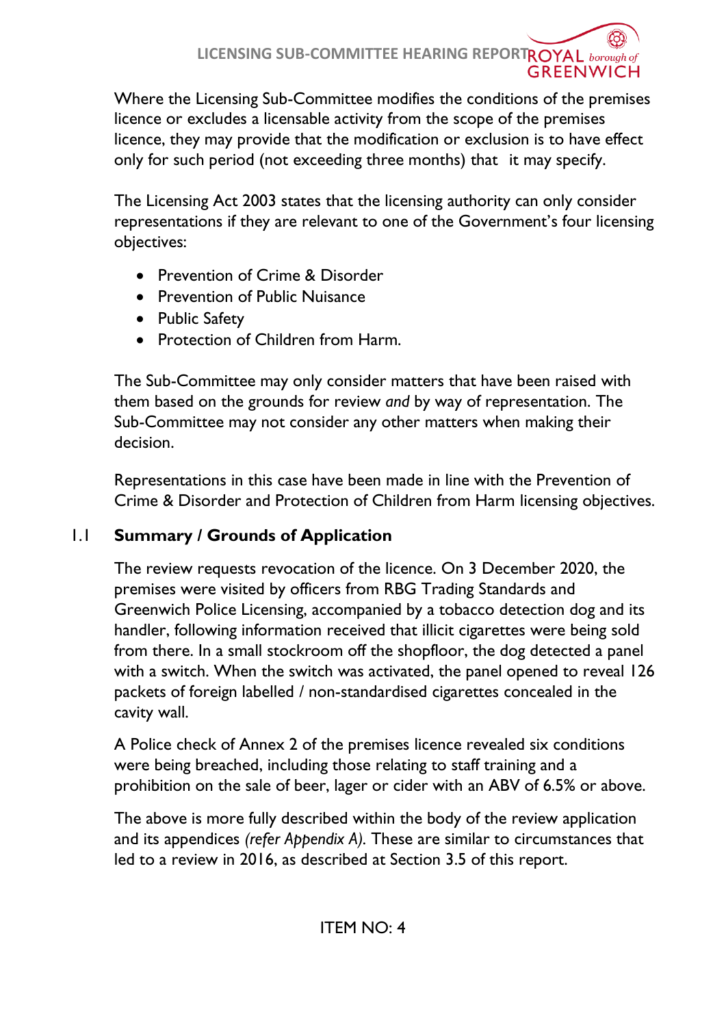Where the Licensing Sub-Committee modifies the conditions of the premises licence or excludes a licensable activity from the scope of the premises licence, they may provide that the modification or exclusion is to have effect only for such period (not exceeding three months) that it may specify.

The Licensing Act 2003 states that the licensing authority can only consider representations if they are relevant to one of the Government's four licensing objectives:

- Prevention of Crime & Disorder
- Prevention of Public Nuisance
- Public Safety
- Protection of Children from Harm.

The Sub-Committee may only consider matters that have been raised with them based on the grounds for review *and* by way of representation. The Sub-Committee may not consider any other matters when making their decision.

Representations in this case have been made in line with the Prevention of Crime & Disorder and Protection of Children from Harm licensing objectives.

## 1.1 Summary / Grounds of Application

The review requests revocation of the licence. On 3 December 2020, the premises were visited by officers from RBG Trading Standards and Greenwich Police Licensing, accompanied by a tobacco detection dog and its handler, following information received that illicit cigarettes were being sold from there. In a small stockroom off the shopfloor, the dog detected a panel with a switch. When the switch was activated, the panel opened to reveal 126 packets of foreign labelled / non-standardised cigarettes concealed in the cavity wall.

A Police check of Annex 2 of the premises licence revealed six conditions were being breached, including those relating to staff training and a prohibition on the sale of beer, lager or cider with an ABV of 6.5% or above.

The above is more fully described within the body of the review application and its appendices *(refer Appendix A)*. These are similar to circumstances that led to a review in 2016, as described at Section 3.5 of this report.

ITEM NO: 4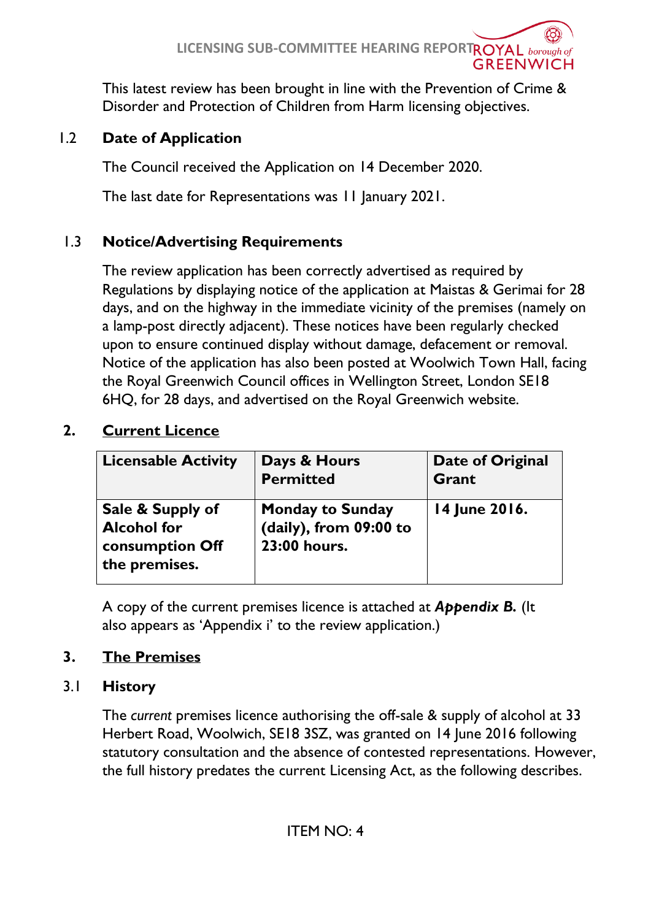This latest review has been brought in line with the Prevention of Crime & Disorder and Protection of Children from Harm licensing objectives.

### 1.2 Date of Application

The Council received the Application on 14 December 2020.

The last date for Representations was 11 January 2021.

### 1.3 Notice/Advertising Requirements

The review application has been correctly advertised as required by Regulations by displaying notice of the application at Maistas & Gerimai for 28 days, and on the highway in the immediate vicinity of the premises (namely on a lamp-post directly adjacent). These notices have been regularly checked upon to ensure continued display without damage, defacement or removal. Notice of the application has also been posted at Woolwich Town Hall, facing the Royal Greenwich Council offices in Wellington Street, London SE18 6HQ, for 28 days, and advertised on the Royal Greenwich website.

## 2. Current Licence

| Licensable Activity | Days & Hours Permitted | Date of Original Grant |
|---|---|---|
| **Sale & Supply of Alcohol for consumption Off the premises.** | **Monday to Sunday (daily), from 09:00 to 23:00 hours.** | **14 June 2016.** |

A copy of the current premises licence is attached at ***Appendix B.*** (It also appears as 'Appendix i' to the review application.)

## 3. The Premises

### 3.1 History

The *current* premises licence authorising the off-sale & supply of alcohol at 33 Herbert Road, Woolwich, SE18 3SZ, was granted on 14 June 2016 following statutory consultation and the absence of contested representations. However, the full history predates the current Licensing Act, as the following describes.

ITEM NO: 4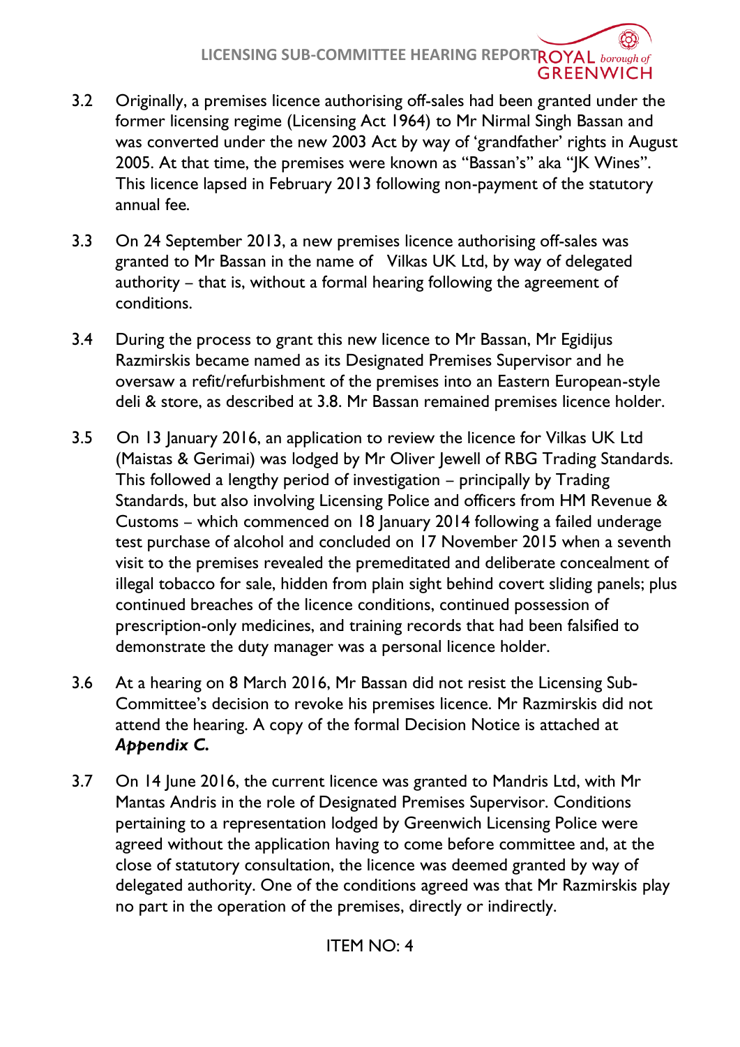3.2 Originally, a premises licence authorising off-sales had been granted under the former licensing regime (Licensing Act 1964) to Mr Nirmal Singh Bassan and was converted under the new 2003 Act by way of 'grandfather' rights in August 2005. At that time, the premises were known as "Bassan's" aka "JK Wines". This licence lapsed in February 2013 following non-payment of the statutory annual fee.

3.3 On 24 September 2013, a new premises licence authorising off-sales was granted to Mr Bassan in the name of Vilkas UK Ltd, by way of delegated authority – that is, without a formal hearing following the agreement of conditions.

3.4 During the process to grant this new licence to Mr Bassan, Mr Egidijus Razmirskis became named as its Designated Premises Supervisor and he oversaw a refit/refurbishment of the premises into an Eastern European-style deli & store, as described at 3.8. Mr Bassan remained premises licence holder.

3.5 On 13 January 2016, an application to review the licence for Vilkas UK Ltd (Maistas & Gerimai) was lodged by Mr Oliver Jewell of RBG Trading Standards. This followed a lengthy period of investigation – principally by Trading Standards, but also involving Licensing Police and officers from HM Revenue & Customs – which commenced on 18 January 2014 following a failed underage test purchase of alcohol and concluded on 17 November 2015 when a seventh visit to the premises revealed the premeditated and deliberate concealment of illegal tobacco for sale, hidden from plain sight behind covert sliding panels; plus continued breaches of the licence conditions, continued possession of prescription-only medicines, and training records that had been falsified to demonstrate the duty manager was a personal licence holder.

3.6 At a hearing on 8 March 2016, Mr Bassan did not resist the Licensing Sub-Committee's decision to revoke his premises licence. Mr Razmirskis did not attend the hearing. A copy of the formal Decision Notice is attached at ***Appendix C.***

3.7 On 14 June 2016, the current licence was granted to Mandris Ltd, with Mr Mantas Andris in the role of Designated Premises Supervisor. Conditions pertaining to a representation lodged by Greenwich Licensing Police were agreed without the application having to come before committee and, at the close of statutory consultation, the licence was deemed granted by way of delegated authority. One of the conditions agreed was that Mr Razmirskis play no part in the operation of the premises, directly or indirectly.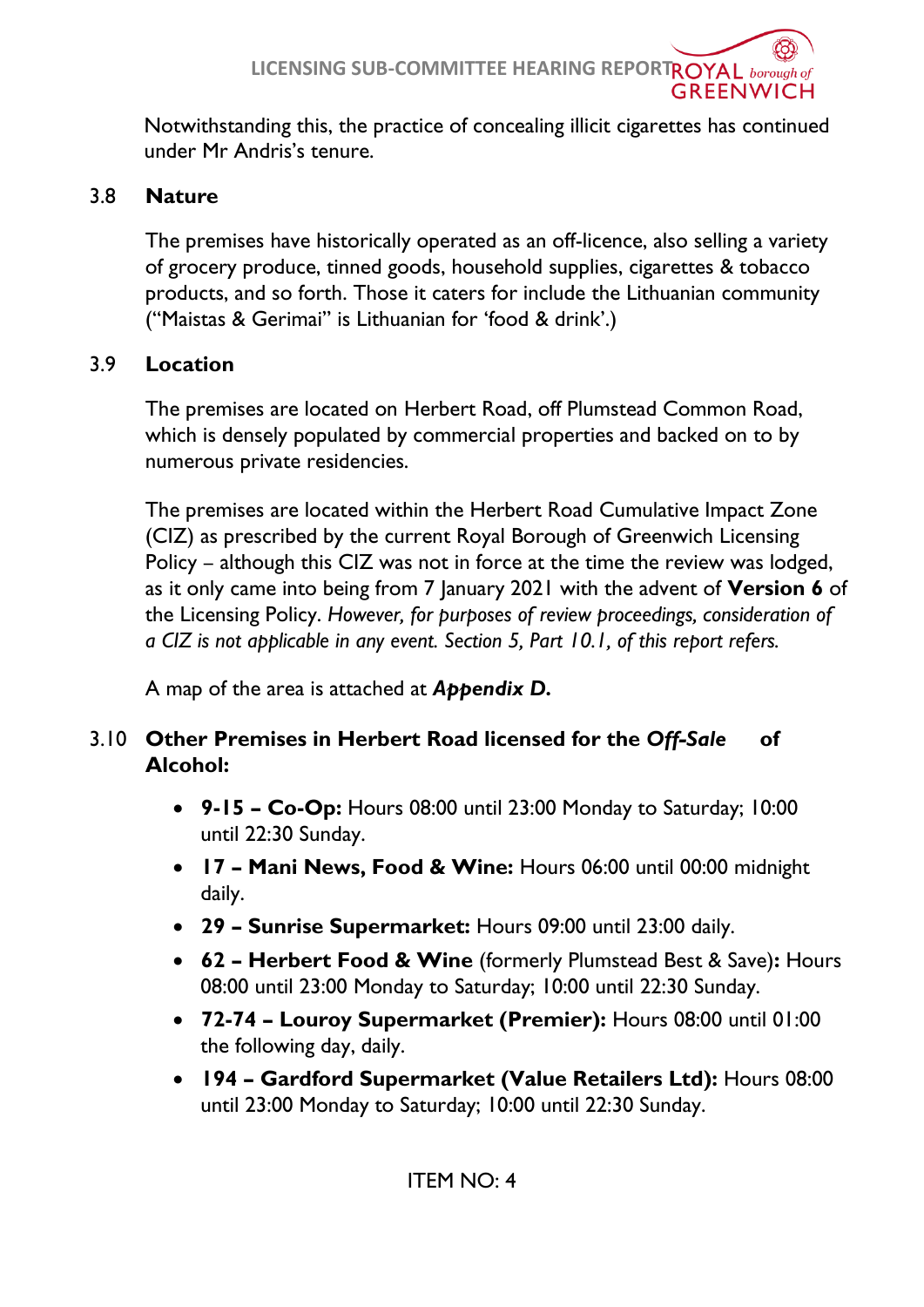Notwithstanding this, the practice of concealing illicit cigarettes has continued under Mr Andris's tenure.

### 3.8 Nature

The premises have historically operated as an off-licence, also selling a variety of grocery produce, tinned goods, household supplies, cigarettes & tobacco products, and so forth. Those it caters for include the Lithuanian community ("Maistas & Gerimai" is Lithuanian for 'food & drink'.)

### 3.9 Location

The premises are located on Herbert Road, off Plumstead Common Road, which is densely populated by commercial properties and backed on to by numerous private residencies.

The premises are located within the Herbert Road Cumulative Impact Zone (CIZ) as prescribed by the current Royal Borough of Greenwich Licensing Policy – although this CIZ was not in force at the time the review was lodged, as it only came into being from 7 January 2021 with the advent of **Version 6** of the Licensing Policy. *However, for purposes of review proceedings, consideration of a CIZ is not applicable in any event. Section 5, Part 10.1, of this report refers.*

A map of the area is attached at ***Appendix D.***

### 3.10 Other Premises in Herbert Road licensed for the *Off-Sale* of Alcohol:

- **9-15 – Co-Op:** Hours 08:00 until 23:00 Monday to Saturday; 10:00 until 22:30 Sunday.
- **17 – Mani News, Food & Wine:** Hours 06:00 until 00:00 midnight daily.
- **29 – Sunrise Supermarket:** Hours 09:00 until 23:00 daily.
- **62 – Herbert Food & Wine** (formerly Plumstead Best & Save)**:** Hours 08:00 until 23:00 Monday to Saturday; 10:00 until 22:30 Sunday.
- **72-74 – Louroy Supermarket (Premier):** Hours 08:00 until 01:00 the following day, daily.
- **194 – Gardford Supermarket (Value Retailers Ltd):** Hours 08:00 until 23:00 Monday to Saturday; 10:00 until 22:30 Sunday.

ITEM NO: 4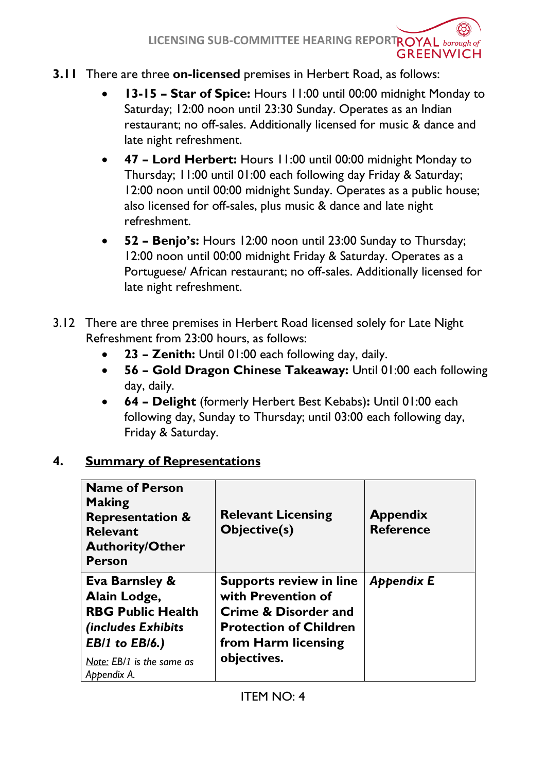**3.11** There are three **on-licensed** premises in Herbert Road, as follows:

- **13-15 – Star of Spice:** Hours 11:00 until 00:00 midnight Monday to Saturday; 12:00 noon until 23:30 Sunday. Operates as an Indian restaurant; no off-sales. Additionally licensed for music & dance and late night refreshment.
- **47 – Lord Herbert:** Hours 11:00 until 00:00 midnight Monday to Thursday; 11:00 until 01:00 each following day Friday & Saturday; 12:00 noon until 00:00 midnight Sunday. Operates as a public house; also licensed for off-sales, plus music & dance and late night refreshment.
- **52 – Benjo's:** Hours 12:00 noon until 23:00 Sunday to Thursday; 12:00 noon until 00:00 midnight Friday & Saturday. Operates as a Portuguese/ African restaurant; no off-sales. Additionally licensed for late night refreshment.

3.12 There are three premises in Herbert Road licensed solely for Late Night Refreshment from 23:00 hours, as follows:

- **23 – Zenith:** Until 01:00 each following day, daily.
- **56 – Gold Dragon Chinese Takeaway:** Until 01:00 each following day, daily.
- **64 – Delight** (formerly Herbert Best Kebabs)**:** Until 01:00 each following day, Sunday to Thursday; until 03:00 each following day, Friday & Saturday.

## 4. Summary of Representations

| Name of Person Making Representation & Relevant Authority/Other Person | Relevant Licensing Objective(s) | Appendix Reference |
|---|---|---|
| **Eva Barnsley & Alain Lodge, RBG Public Health *(includes Exhibits EB/1 to EB/6.)*** <br> *Note: EB/1 is the same as Appendix A.* | **Supports review in line with Prevention of Crime & Disorder and Protection of Children from Harm licensing objectives.** | ***Appendix E*** |

ITEM NO: 4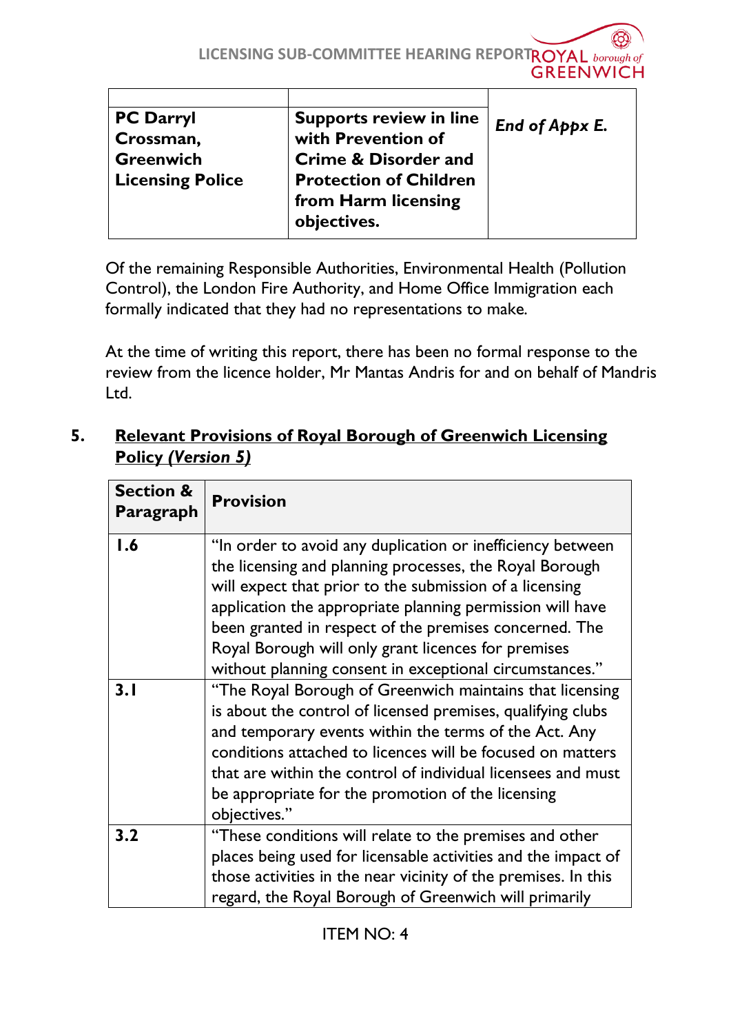| | | |
|---|---|---|
| **PC Darryl Crossman, Greenwich Licensing Police** | **Supports review in line with Prevention of Crime & Disorder and Protection of Children from Harm licensing objectives.** | ***End of Appx E.*** |

Of the remaining Responsible Authorities, Environmental Health (Pollution Control), the London Fire Authority, and Home Office Immigration each formally indicated that they had no representations to make.

At the time of writing this report, there has been no formal response to the review from the licence holder, Mr Mantas Andris for and on behalf of Mandris Ltd.

## 5. Relevant Provisions of Royal Borough of Greenwich Licensing Policy *(Version 5)*

| Section & Paragraph | Provision |
|---|---|
| **1.6** | "In order to avoid any duplication or inefficiency between the licensing and planning processes, the Royal Borough will expect that prior to the submission of a licensing application the appropriate planning permission will have been granted in respect of the premises concerned. The Royal Borough will only grant licences for premises without planning consent in exceptional circumstances." |
| **3.1** | "The Royal Borough of Greenwich maintains that licensing is about the control of licensed premises, qualifying clubs and temporary events within the terms of the Act. Any conditions attached to licences will be focused on matters that are within the control of individual licensees and must be appropriate for the promotion of the licensing objectives." |
| **3.2** | "These conditions will relate to the premises and other places being used for licensable activities and the impact of those activities in the near vicinity of the premises. In this regard, the Royal Borough of Greenwich will primarily |

ITEM NO: 4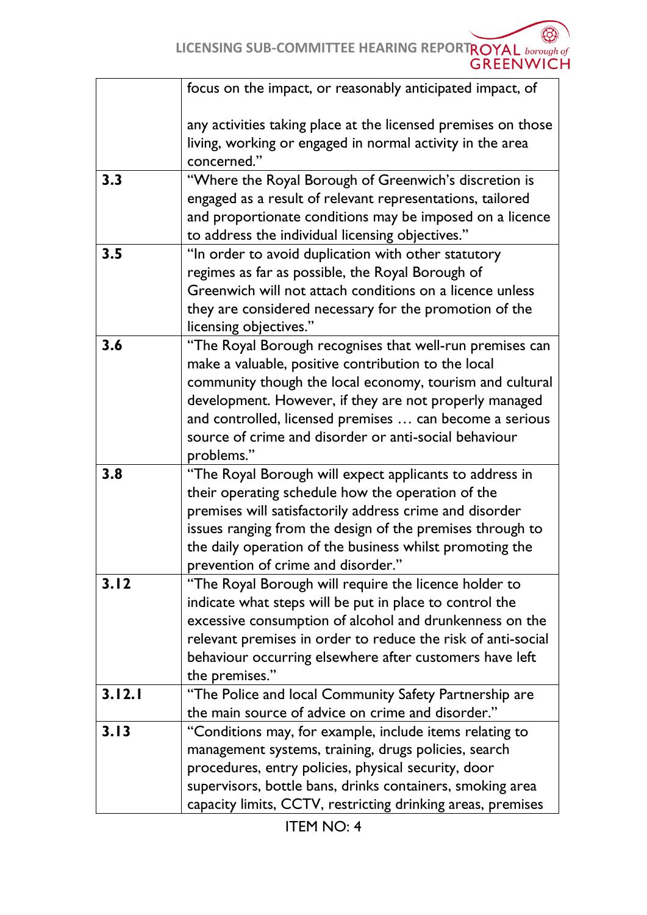| | |
|---|---|
| | focus on the impact, or reasonably anticipated impact, of<br><br>any activities taking place at the licensed premises on those living, working or engaged in normal activity in the area concerned." |
| **3.3** | "Where the Royal Borough of Greenwich's discretion is engaged as a result of relevant representations, tailored and proportionate conditions may be imposed on a licence to address the individual licensing objectives." |
| **3.5** | "In order to avoid duplication with other statutory regimes as far as possible, the Royal Borough of Greenwich will not attach conditions on a licence unless they are considered necessary for the promotion of the licensing objectives." |
| **3.6** | "The Royal Borough recognises that well-run premises can make a valuable, positive contribution to the local community though the local economy, tourism and cultural development. However, if they are not properly managed and controlled, licensed premises … can become a serious source of crime and disorder or anti-social behaviour problems." |
| **3.8** | "The Royal Borough will expect applicants to address in their operating schedule how the operation of the premises will satisfactorily address crime and disorder issues ranging from the design of the premises through to the daily operation of the business whilst promoting the prevention of crime and disorder." |
| **3.12** | "The Royal Borough will require the licence holder to indicate what steps will be put in place to control the excessive consumption of alcohol and drunkenness on the relevant premises in order to reduce the risk of anti-social behaviour occurring elsewhere after customers have left the premises." |
| **3.12.1** | "The Police and local Community Safety Partnership are the main source of advice on crime and disorder." |
| **3.13** | "Conditions may, for example, include items relating to management systems, training, drugs policies, search procedures, entry policies, physical security, door supervisors, bottle bans, drinks containers, smoking area capacity limits, CCTV, restricting drinking areas, premises |

ITEM NO: 4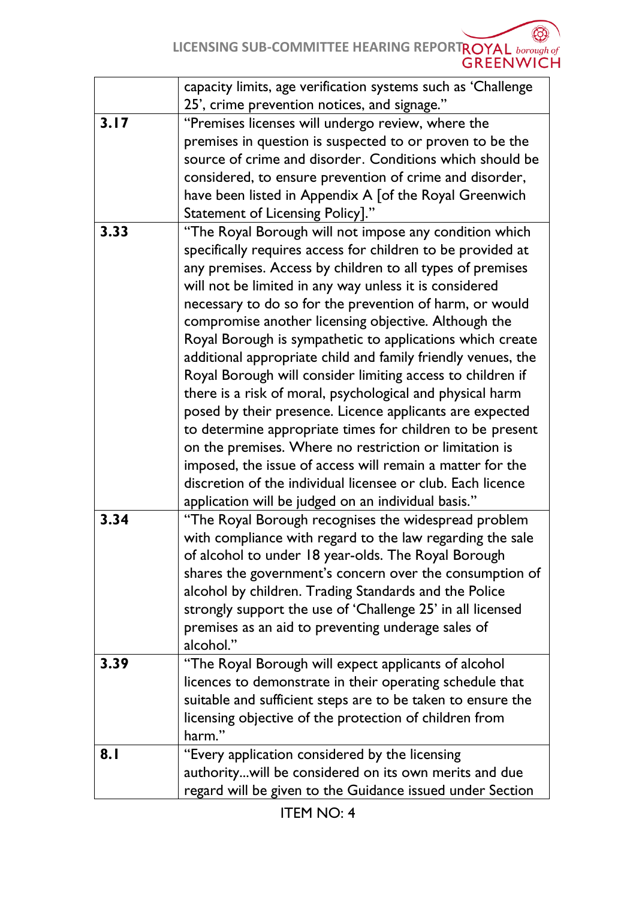| | |
|---|---|
| | capacity limits, age verification systems such as 'Challenge 25', crime prevention notices, and signage." |
| **3.17** | "Premises licenses will undergo review, where the premises in question is suspected to or proven to be the source of crime and disorder. Conditions which should be considered, to ensure prevention of crime and disorder, have been listed in Appendix A [of the Royal Greenwich Statement of Licensing Policy]." |
| **3.33** | "The Royal Borough will not impose any condition which specifically requires access for children to be provided at any premises. Access by children to all types of premises will not be limited in any way unless it is considered necessary to do so for the prevention of harm, or would compromise another licensing objective. Although the Royal Borough is sympathetic to applications which create additional appropriate child and family friendly venues, the Royal Borough will consider limiting access to children if there is a risk of moral, psychological and physical harm posed by their presence. Licence applicants are expected to determine appropriate times for children to be present on the premises. Where no restriction or limitation is imposed, the issue of access will remain a matter for the discretion of the individual licensee or club. Each licence application will be judged on an individual basis." |
| **3.34** | "The Royal Borough recognises the widespread problem with compliance with regard to the law regarding the sale of alcohol to under 18 year-olds. The Royal Borough shares the government's concern over the consumption of alcohol by children. Trading Standards and the Police strongly support the use of 'Challenge 25' in all licensed premises as an aid to preventing underage sales of alcohol." |
| **3.39** | "The Royal Borough will expect applicants of alcohol licences to demonstrate in their operating schedule that suitable and sufficient steps are to be taken to ensure the licensing objective of the protection of children from harm." |
| **8.1** | "Every application considered by the licensing authority...will be considered on its own merits and due regard will be given to the Guidance issued under Section |

ITEM NO: 4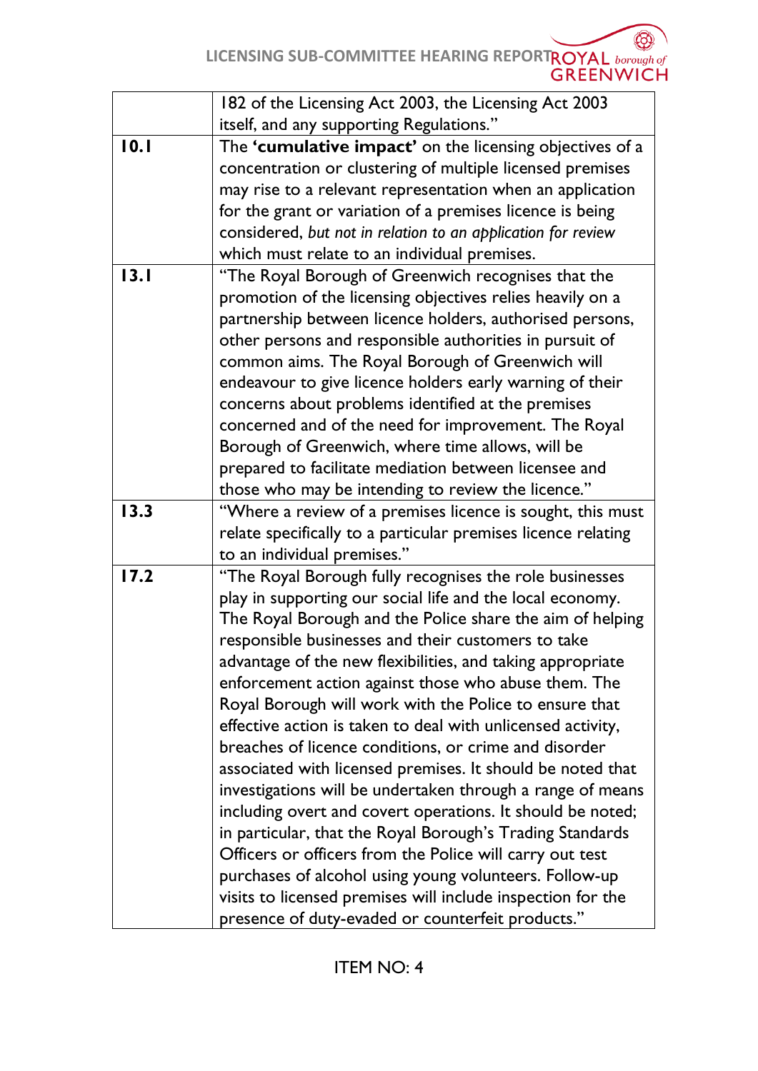| | |
|---|---|
| | 182 of the Licensing Act 2003, the Licensing Act 2003 itself, and any supporting Regulations." |
| **10.1** | The **'cumulative impact'** on the licensing objectives of a concentration or clustering of multiple licensed premises may rise to a relevant representation when an application for the grant or variation of a premises licence is being considered, *but not in relation to an application for review* which must relate to an individual premises. |
| **13.1** | "The Royal Borough of Greenwich recognises that the promotion of the licensing objectives relies heavily on a partnership between licence holders, authorised persons, other persons and responsible authorities in pursuit of common aims. The Royal Borough of Greenwich will endeavour to give licence holders early warning of their concerns about problems identified at the premises concerned and of the need for improvement. The Royal Borough of Greenwich, where time allows, will be prepared to facilitate mediation between licensee and those who may be intending to review the licence." |
| **13.3** | "Where a review of a premises licence is sought, this must relate specifically to a particular premises licence relating to an individual premises." |
| **17.2** | "The Royal Borough fully recognises the role businesses play in supporting our social life and the local economy. The Royal Borough and the Police share the aim of helping responsible businesses and their customers to take advantage of the new flexibilities, and taking appropriate enforcement action against those who abuse them. The Royal Borough will work with the Police to ensure that effective action is taken to deal with unlicensed activity, breaches of licence conditions, or crime and disorder associated with licensed premises. It should be noted that investigations will be undertaken through a range of means including overt and covert operations. It should be noted; in particular, that the Royal Borough's Trading Standards Officers or officers from the Police will carry out test purchases of alcohol using young volunteers. Follow-up visits to licensed premises will include inspection for the presence of duty-evaded or counterfeit products." |

ITEM NO: 4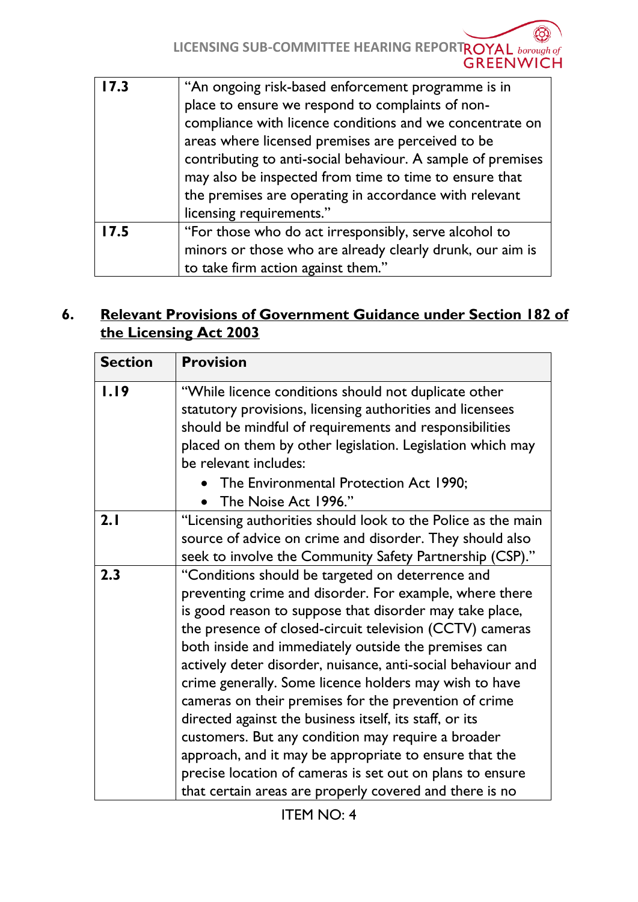| | |
|---|---|
| 17.3 | "An ongoing risk-based enforcement programme is in place to ensure we respond to complaints of non-compliance with licence conditions and we concentrate on areas where licensed premises are perceived to be contributing to anti-social behaviour. A sample of premises may also be inspected from time to time to ensure that the premises are operating in accordance with relevant licensing requirements." |
| 17.5 | "For those who do act irresponsibly, serve alcohol to minors or those who are already clearly drunk, our aim is to take firm action against them." |

## 6. Relevant Provisions of Government Guidance under Section 182 of the Licensing Act 2003

| Section | Provision |
|---|---|
| 1.19 | "While licence conditions should not duplicate other statutory provisions, licensing authorities and licensees should be mindful of requirements and responsibilities placed on them by other legislation. Legislation which may be relevant includes: <br>• The Environmental Protection Act 1990; <br>• The Noise Act 1996." |
| 2.1 | "Licensing authorities should look to the Police as the main source of advice on crime and disorder. They should also seek to involve the Community Safety Partnership (CSP)." |
| 2.3 | "Conditions should be targeted on deterrence and preventing crime and disorder. For example, where there is good reason to suppose that disorder may take place, the presence of closed-circuit television (CCTV) cameras both inside and immediately outside the premises can actively deter disorder, nuisance, anti-social behaviour and crime generally. Some licence holders may wish to have cameras on their premises for the prevention of crime directed against the business itself, its staff, or its customers. But any condition may require a broader approach, and it may be appropriate to ensure that the precise location of cameras is set out on plans to ensure that certain areas are properly covered and there is no |

ITEM NO: 4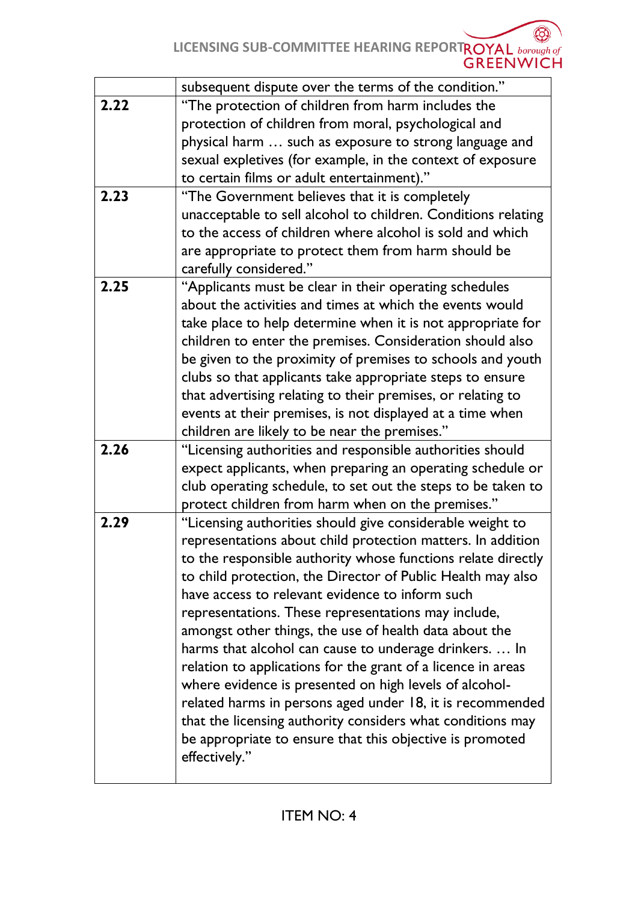|  |  |
|---|---|
|  | subsequent dispute over the terms of the condition." |
| **2.22** | "The protection of children from harm includes the protection of children from moral, psychological and physical harm … such as exposure to strong language and sexual expletives (for example, in the context of exposure to certain films or adult entertainment)." |
| **2.23** | "The Government believes that it is completely unacceptable to sell alcohol to children. Conditions relating to the access of children where alcohol is sold and which are appropriate to protect them from harm should be carefully considered." |
| **2.25** | "Applicants must be clear in their operating schedules about the activities and times at which the events would take place to help determine when it is not appropriate for children to enter the premises. Consideration should also be given to the proximity of premises to schools and youth clubs so that applicants take appropriate steps to ensure that advertising relating to their premises, or relating to events at their premises, is not displayed at a time when children are likely to be near the premises." |
| **2.26** | "Licensing authorities and responsible authorities should expect applicants, when preparing an operating schedule or club operating schedule, to set out the steps to be taken to protect children from harm when on the premises." |
| **2.29** | "Licensing authorities should give considerable weight to representations about child protection matters. In addition to the responsible authority whose functions relate directly to child protection, the Director of Public Health may also have access to relevant evidence to inform such representations. These representations may include, amongst other things, the use of health data about the harms that alcohol can cause to underage drinkers. … In relation to applications for the grant of a licence in areas where evidence is presented on high levels of alcohol-related harms in persons aged under 18, it is recommended that the licensing authority considers what conditions may be appropriate to ensure that this objective is promoted effectively." |

ITEM NO: 4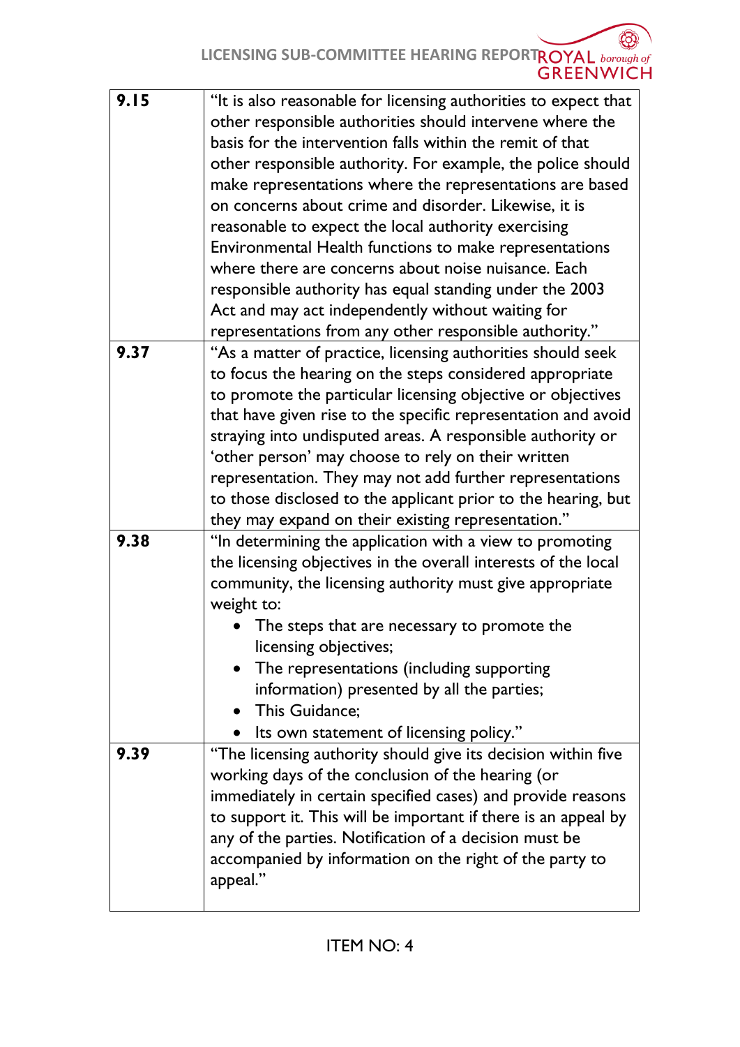| | |
|---|---|
| **9.15** | "It is also reasonable for licensing authorities to expect that other responsible authorities should intervene where the basis for the intervention falls within the remit of that other responsible authority. For example, the police should make representations where the representations are based on concerns about crime and disorder. Likewise, it is reasonable to expect the local authority exercising Environmental Health functions to make representations where there are concerns about noise nuisance. Each responsible authority has equal standing under the 2003 Act and may act independently without waiting for representations from any other responsible authority." |
| **9.37** | "As a matter of practice, licensing authorities should seek to focus the hearing on the steps considered appropriate to promote the particular licensing objective or objectives that have given rise to the specific representation and avoid straying into undisputed areas. A responsible authority or 'other person' may choose to rely on their written representation. They may not add further representations to those disclosed to the applicant prior to the hearing, but they may expand on their existing representation." |
| **9.38** | "In determining the application with a view to promoting the licensing objectives in the overall interests of the local community, the licensing authority must give appropriate weight to:<br>• The steps that are necessary to promote the licensing objectives;<br>• The representations (including supporting information) presented by all the parties;<br>• This Guidance;<br>• Its own statement of licensing policy." |
| **9.39** | "The licensing authority should give its decision within five working days of the conclusion of the hearing (or immediately in certain specified cases) and provide reasons to support it. This will be important if there is an appeal by any of the parties. Notification of a decision must be accompanied by information on the right of the party to appeal." |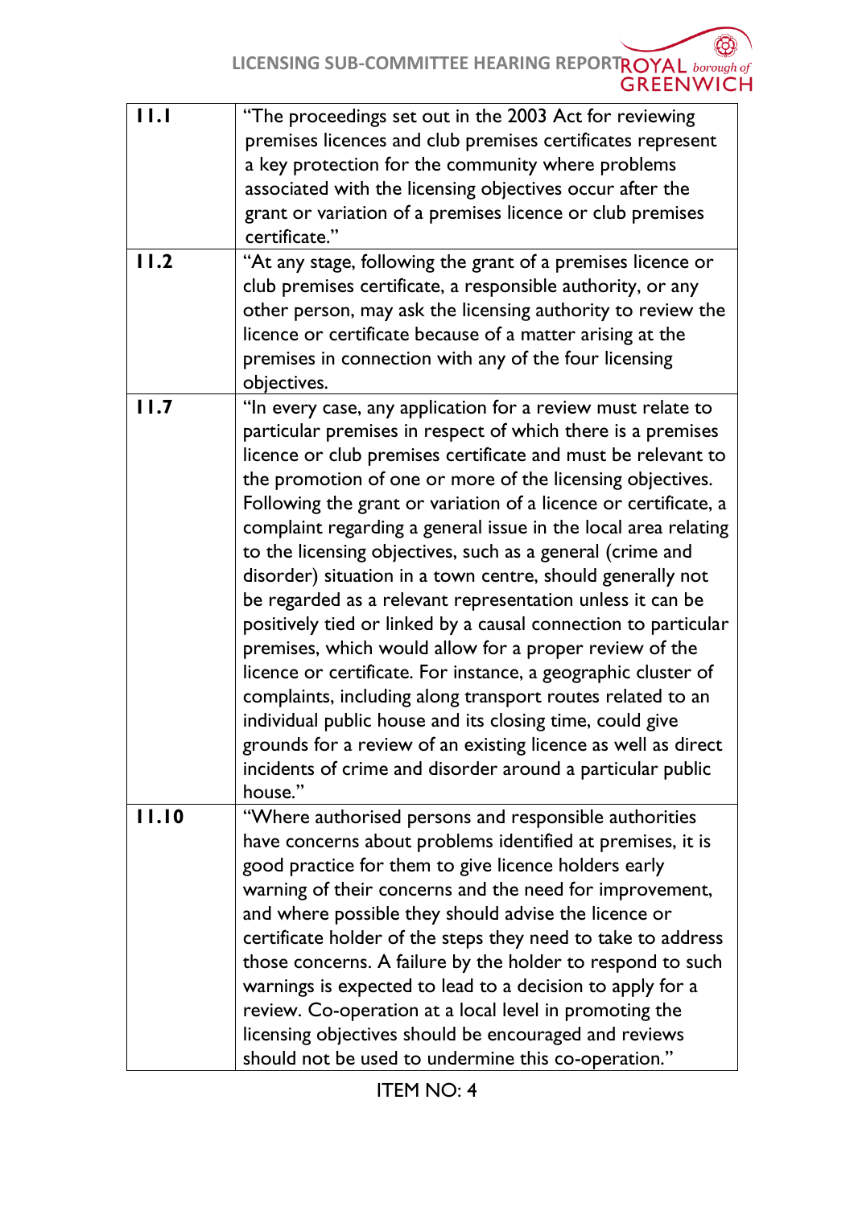| | |
|---|---|
| 11.1 | "The proceedings set out in the 2003 Act for reviewing premises licences and club premises certificates represent a key protection for the community where problems associated with the licensing objectives occur after the grant or variation of a premises licence or club premises certificate." |
| 11.2 | "At any stage, following the grant of a premises licence or club premises certificate, a responsible authority, or any other person, may ask the licensing authority to review the licence or certificate because of a matter arising at the premises in connection with any of the four licensing objectives. |
| 11.7 | "In every case, any application for a review must relate to particular premises in respect of which there is a premises licence or club premises certificate and must be relevant to the promotion of one or more of the licensing objectives. Following the grant or variation of a licence or certificate, a complaint regarding a general issue in the local area relating to the licensing objectives, such as a general (crime and disorder) situation in a town centre, should generally not be regarded as a relevant representation unless it can be positively tied or linked by a causal connection to particular premises, which would allow for a proper review of the licence or certificate. For instance, a geographic cluster of complaints, including along transport routes related to an individual public house and its closing time, could give grounds for a review of an existing licence as well as direct incidents of crime and disorder around a particular public house." |
| 11.10 | "Where authorised persons and responsible authorities have concerns about problems identified at premises, it is good practice for them to give licence holders early warning of their concerns and the need for improvement, and where possible they should advise the licence or certificate holder of the steps they need to take to address those concerns. A failure by the holder to respond to such warnings is expected to lead to a decision to apply for a review. Co-operation at a local level in promoting the licensing objectives should be encouraged and reviews should not be used to undermine this co-operation." |

ITEM NO: 4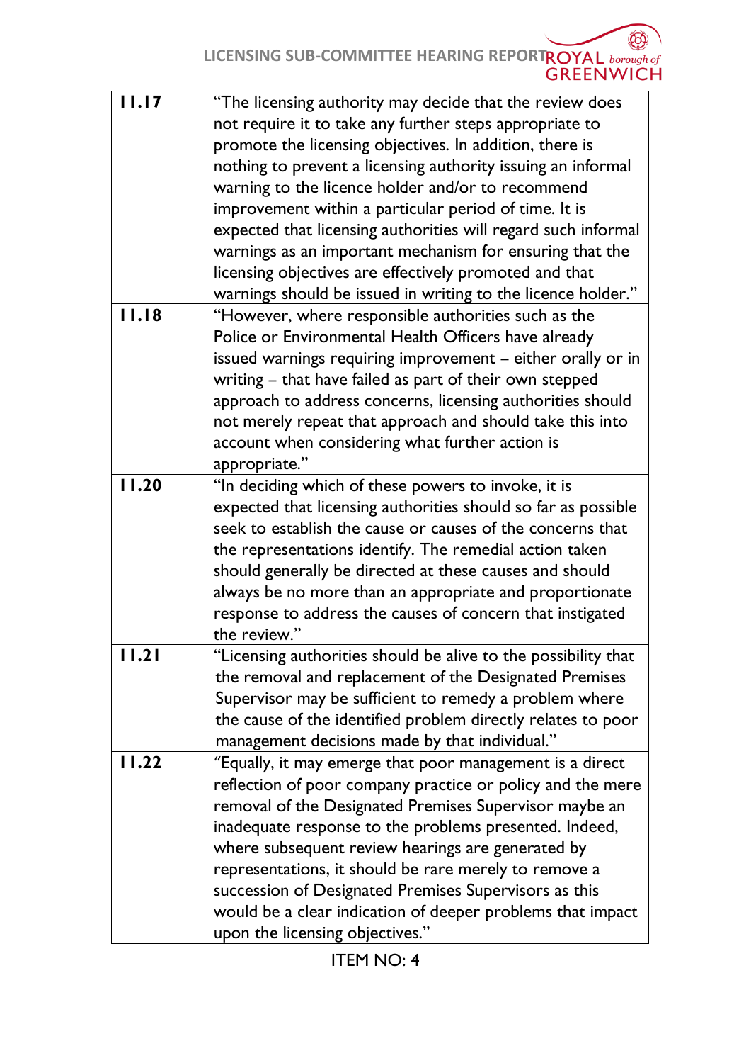| | |
|---|---|
| **11.17** | "The licensing authority may decide that the review does not require it to take any further steps appropriate to promote the licensing objectives. In addition, there is nothing to prevent a licensing authority issuing an informal warning to the licence holder and/or to recommend improvement within a particular period of time. It is expected that licensing authorities will regard such informal warnings as an important mechanism for ensuring that the licensing objectives are effectively promoted and that warnings should be issued in writing to the licence holder." |
| **11.18** | "However, where responsible authorities such as the Police or Environmental Health Officers have already issued warnings requiring improvement – either orally or in writing – that have failed as part of their own stepped approach to address concerns, licensing authorities should not merely repeat that approach and should take this into account when considering what further action is appropriate." |
| **11.20** | "In deciding which of these powers to invoke, it is expected that licensing authorities should so far as possible seek to establish the cause or causes of the concerns that the representations identify. The remedial action taken should generally be directed at these causes and should always be no more than an appropriate and proportionate response to address the causes of concern that instigated the review." |
| **11.21** | "Licensing authorities should be alive to the possibility that the removal and replacement of the Designated Premises Supervisor may be sufficient to remedy a problem where the cause of the identified problem directly relates to poor management decisions made by that individual." |
| **11.22** | "Equally, it may emerge that poor management is a direct reflection of poor company practice or policy and the mere removal of the Designated Premises Supervisor maybe an inadequate response to the problems presented. Indeed, where subsequent review hearings are generated by representations, it should be rare merely to remove a succession of Designated Premises Supervisors as this would be a clear indication of deeper problems that impact upon the licensing objectives." |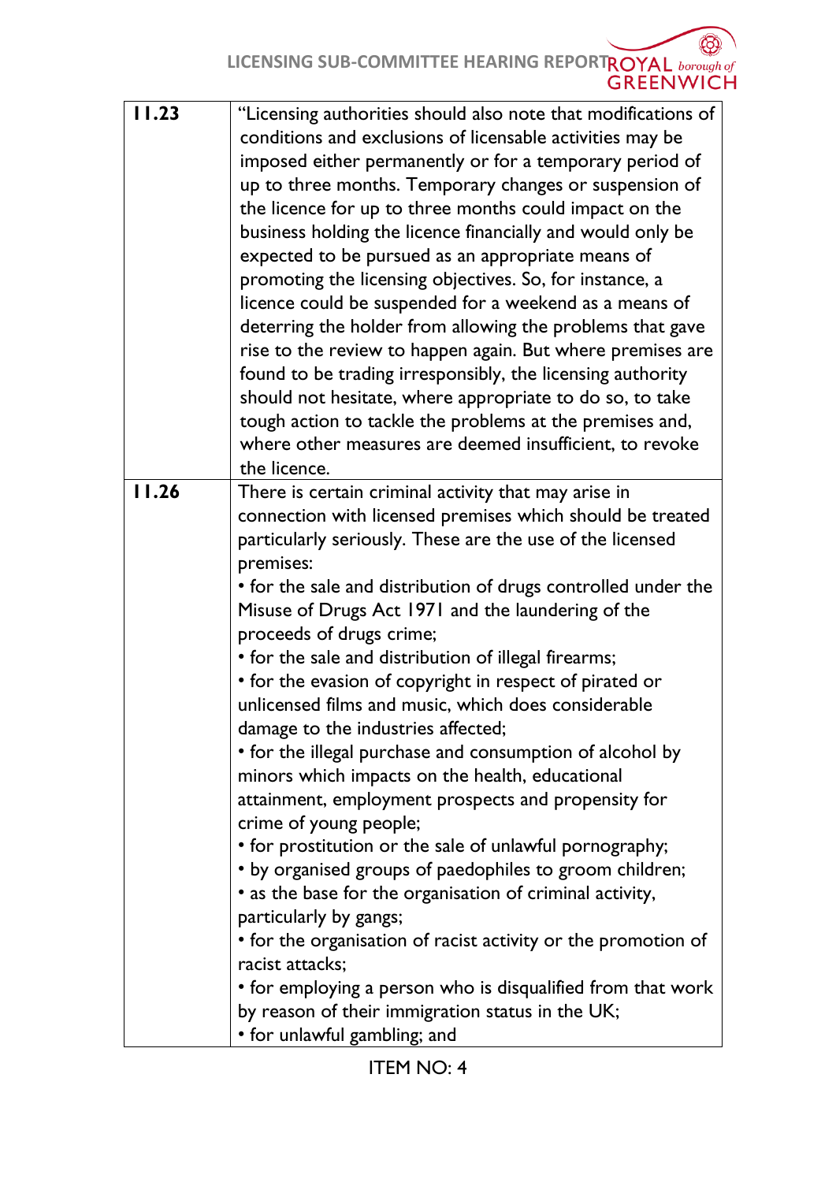| | |
|---|---|
| **11.23** | "Licensing authorities should also note that modifications of conditions and exclusions of licensable activities may be imposed either permanently or for a temporary period of up to three months. Temporary changes or suspension of the licence for up to three months could impact on the business holding the licence financially and would only be expected to be pursued as an appropriate means of promoting the licensing objectives. So, for instance, a licence could be suspended for a weekend as a means of deterring the holder from allowing the problems that gave rise to the review to happen again. But where premises are found to be trading irresponsibly, the licensing authority should not hesitate, where appropriate to do so, to take tough action to tackle the problems at the premises and, where other measures are deemed insufficient, to revoke the licence. |
| **11.26** | There is certain criminal activity that may arise in connection with licensed premises which should be treated particularly seriously. These are the use of the licensed premises:<br>• for the sale and distribution of drugs controlled under the Misuse of Drugs Act 1971 and the laundering of the proceeds of drugs crime;<br>• for the sale and distribution of illegal firearms;<br>• for the evasion of copyright in respect of pirated or unlicensed films and music, which does considerable damage to the industries affected;<br>• for the illegal purchase and consumption of alcohol by minors which impacts on the health, educational attainment, employment prospects and propensity for crime of young people;<br>• for prostitution or the sale of unlawful pornography;<br>• by organised groups of paedophiles to groom children;<br>• as the base for the organisation of criminal activity, particularly by gangs;<br>• for the organisation of racist activity or the promotion of racist attacks;<br>• for employing a person who is disqualified from that work by reason of their immigration status in the UK;<br>• for unlawful gambling; and |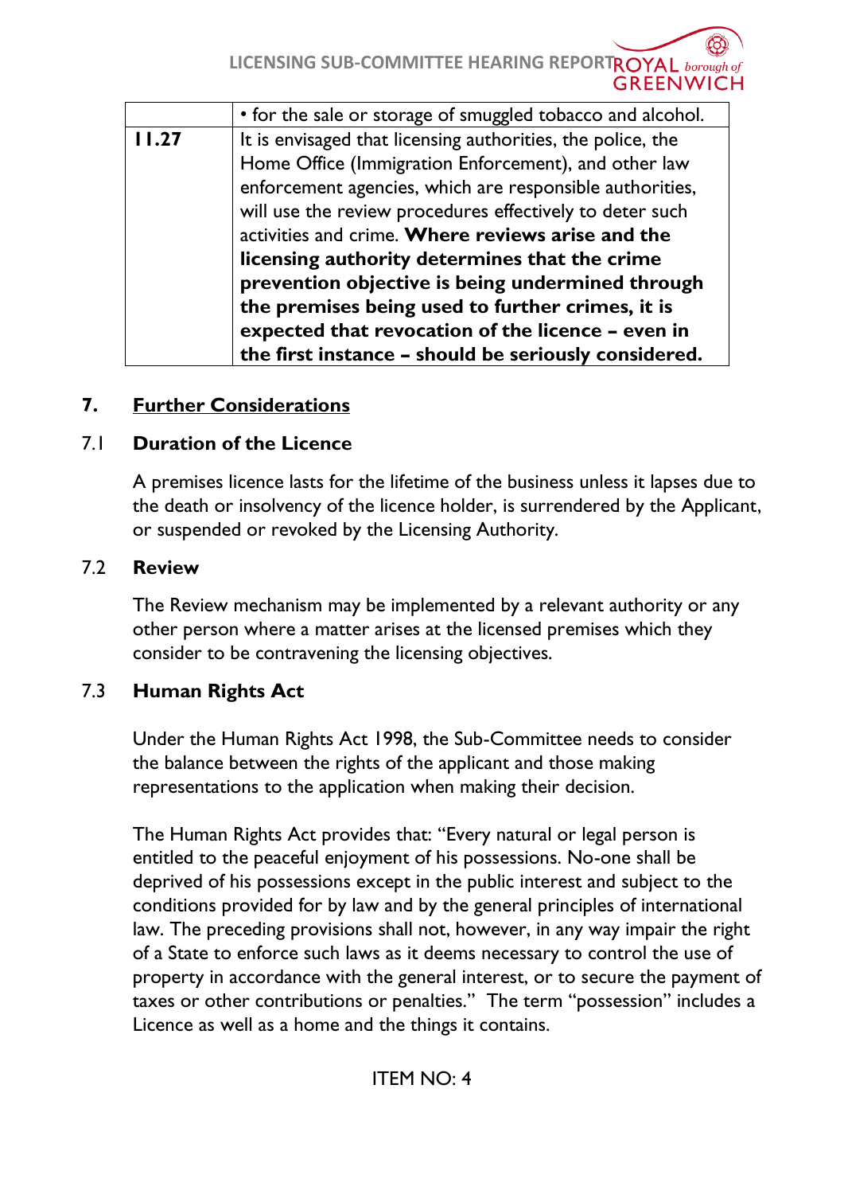| | |
|---|---|
| | • for the sale or storage of smuggled tobacco and alcohol. |
| **11.27** | It is envisaged that licensing authorities, the police, the Home Office (Immigration Enforcement), and other law enforcement agencies, which are responsible authorities, will use the review procedures effectively to deter such activities and crime. **Where reviews arise and the licensing authority determines that the crime prevention objective is being undermined through the premises being used to further crimes, it is expected that revocation of the licence – even in the first instance – should be seriously considered.** |

## 7. Further Considerations

### 7.1 Duration of the Licence

A premises licence lasts for the lifetime of the business unless it lapses due to the death or insolvency of the licence holder, is surrendered by the Applicant, or suspended or revoked by the Licensing Authority.

### 7.2 Review

The Review mechanism may be implemented by a relevant authority or any other person where a matter arises at the licensed premises which they consider to be contravening the licensing objectives.

### 7.3 Human Rights Act

Under the Human Rights Act 1998, the Sub-Committee needs to consider the balance between the rights of the applicant and those making representations to the application when making their decision.

The Human Rights Act provides that: "Every natural or legal person is entitled to the peaceful enjoyment of his possessions. No-one shall be deprived of his possessions except in the public interest and subject to the conditions provided for by law and by the general principles of international law. The preceding provisions shall not, however, in any way impair the right of a State to enforce such laws as it deems necessary to control the use of property in accordance with the general interest, or to secure the payment of taxes or other contributions or penalties." The term "possession" includes a Licence as well as a home and the things it contains.

ITEM NO: 4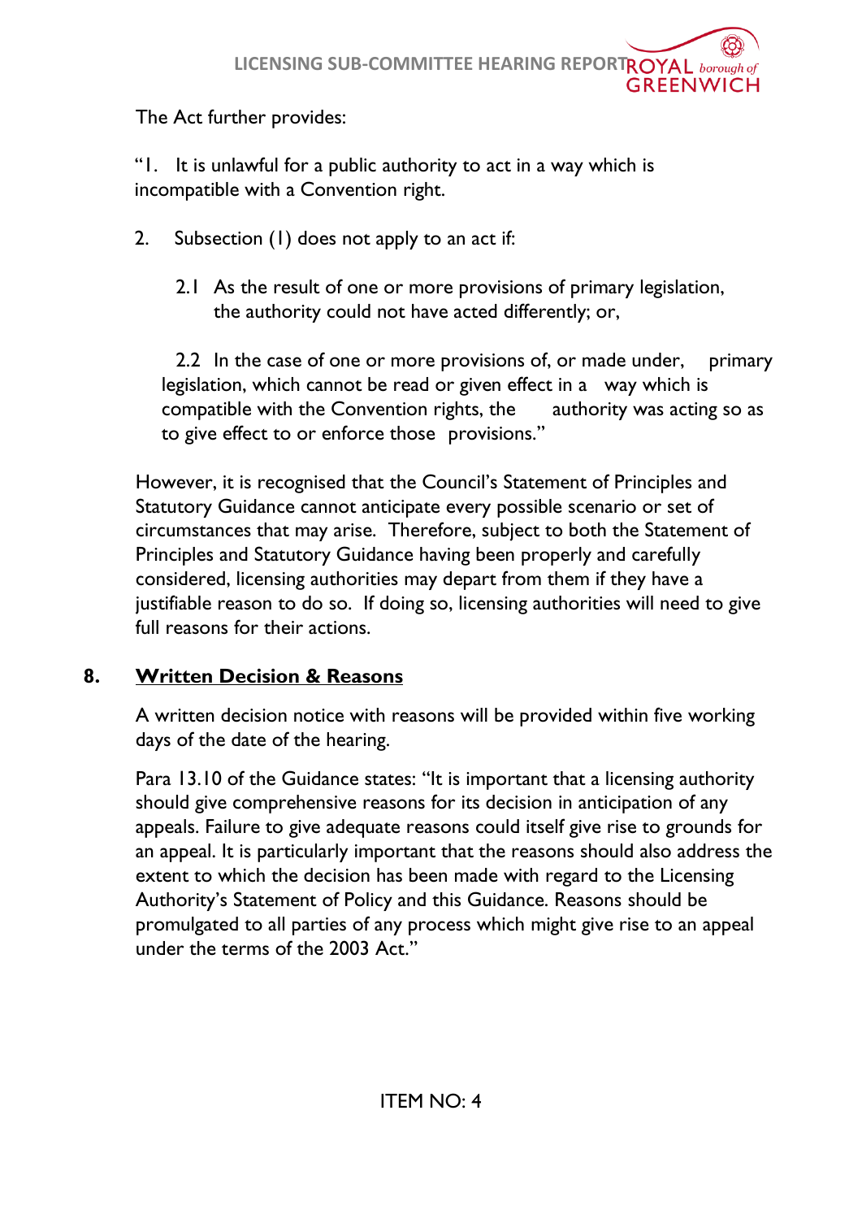The Act further provides:

"1. It is unlawful for a public authority to act in a way which is incompatible with a Convention right.

2. Subsection (1) does not apply to an act if:

   2.1 As the result of one or more provisions of primary legislation, the authority could not have acted differently; or,

   2.2 In the case of one or more provisions of, or made under, primary legislation, which cannot be read or given effect in a way which is compatible with the Convention rights, the authority was acting so as to give effect to or enforce those provisions."

However, it is recognised that the Council's Statement of Principles and Statutory Guidance cannot anticipate every possible scenario or set of circumstances that may arise. Therefore, subject to both the Statement of Principles and Statutory Guidance having been properly and carefully considered, licensing authorities may depart from them if they have a justifiable reason to do so. If doing so, licensing authorities will need to give full reasons for their actions.

## 8. Written Decision & Reasons

A written decision notice with reasons will be provided within five working days of the date of the hearing.

Para 13.10 of the Guidance states: "It is important that a licensing authority should give comprehensive reasons for its decision in anticipation of any appeals. Failure to give adequate reasons could itself give rise to grounds for an appeal. It is particularly important that the reasons should also address the extent to which the decision has been made with regard to the Licensing Authority's Statement of Policy and this Guidance. Reasons should be promulgated to all parties of any process which might give rise to an appeal under the terms of the 2003 Act."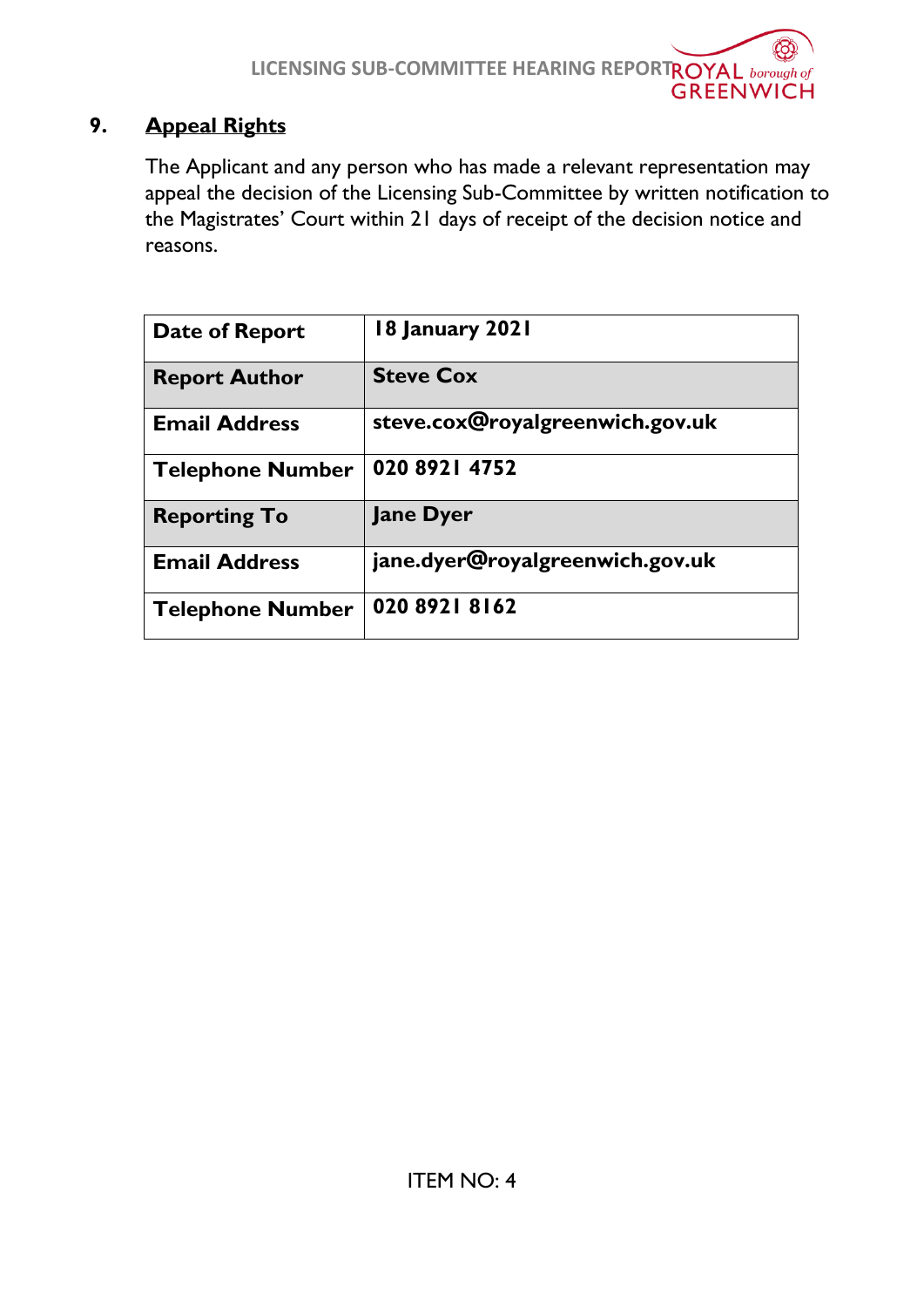## 9. Appeal Rights

The Applicant and any person who has made a relevant representation may appeal the decision of the Licensing Sub-Committee by written notification to the Magistrates' Court within 21 days of receipt of the decision notice and reasons.

| | |
|---|---|
| **Date of Report** | **18 January 2021** |
| **Report Author** | **Steve Cox** |
| **Email Address** | **steve.cox@royalgreenwich.gov.uk** |
| **Telephone Number** | **020 8921 4752** |
| **Reporting To** | **Jane Dyer** |
| **Email Address** | **jane.dyer@royalgreenwich.gov.uk** |
| **Telephone Number** | **020 8921 8162** |